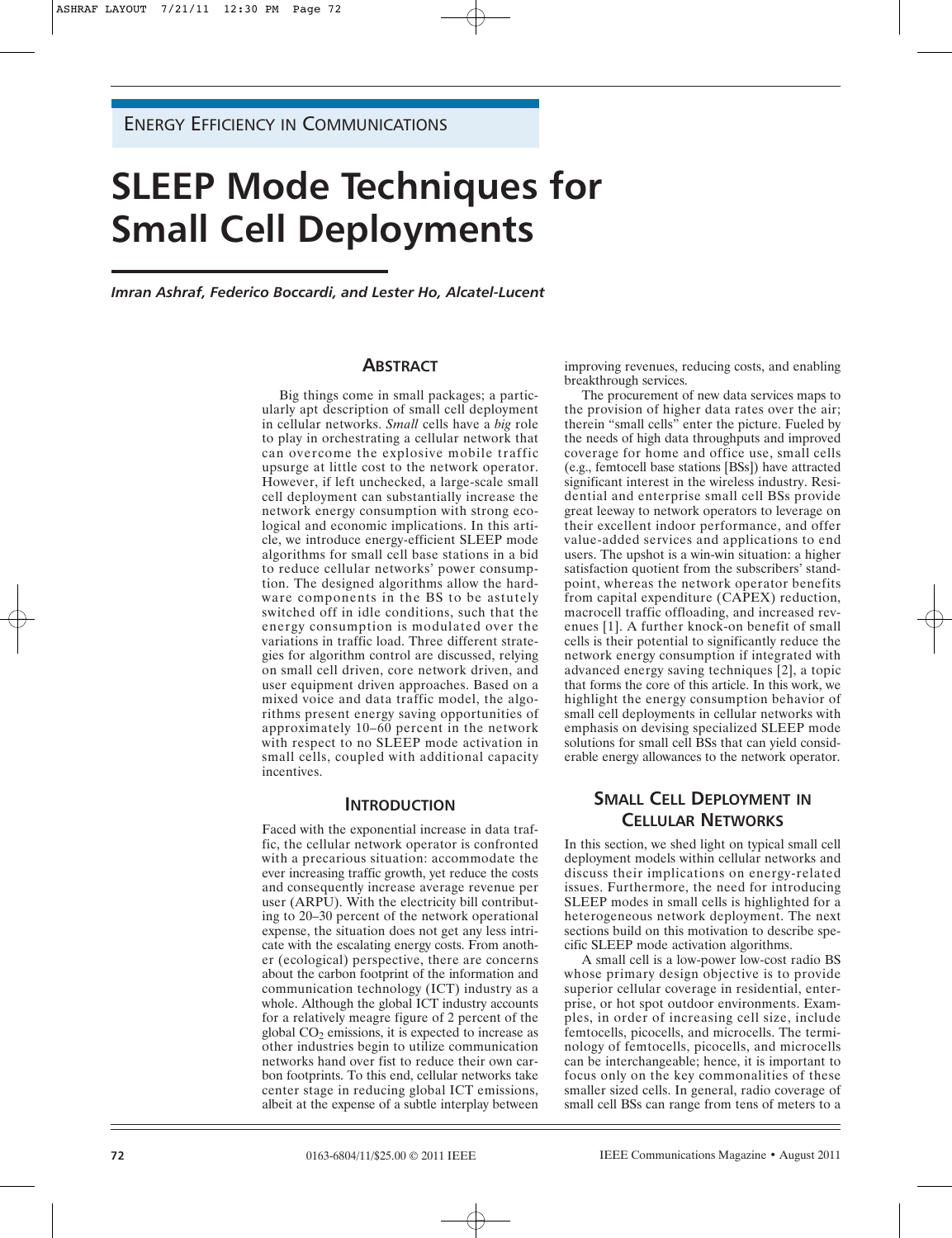ENERGY EFFICIENCY IN COMMUNICATIONS

# SLEEP Mode Techniques for Small Cell Deployments

*Imran Ashraf, Federico Boccardi, and Lester Ho, Alcatel-Lucent*

## ABSTRACT

Big things come in small packages; a particularly apt description of small cell deployment in cellular networks. *Small* cells have a *big* role to play in orchestrating a cellular network that can overcome the explosive mobile traffic upsurge at little cost to the network operator. However, if left unchecked, a large-scale small cell deployment can substantially increase the network energy consumption with strong ecological and economic implications. In this article, we introduce energy-efficient SLEEP mode algorithms for small cell base stations in a bid to reduce cellular networks' power consumption. The designed algorithms allow the hardware components in the BS to be astutely switched off in idle conditions, such that the energy consumption is modulated over the variations in traffic load. Three different strategies for algorithm control are discussed, relying on small cell driven, core network driven, and user equipment driven approaches. Based on a mixed voice and data traffic model, the algorithms present energy saving opportunities of approximately 10–60 percent in the network with respect to no SLEEP mode activation in small cells, coupled with additional capacity incentives.

## INTRODUCTION

Faced with the exponential increase in data traffic, the cellular network operator is confronted with a precarious situation: accommodate the ever increasing traffic growth, yet reduce the costs and consequently increase average revenue per user (ARPU). With the electricity bill contributing to 20–30 percent of the network operational expense, the situation does not get any less intricate with the escalating energy costs. From another (ecological) perspective, there are concerns about the carbon footprint of the information and communication technology (ICT) industry as a whole. Although the global ICT industry accounts for a relatively meagre figure of 2 percent of the global $CO_2$ emissions, it is expected to increase as other industries begin to utilize communication networks hand over fist to reduce their own carbon footprints. To this end, cellular networks take center stage in reducing global ICT emissions, albeit at the expense of a subtle interplay between improving revenues, reducing costs, and enabling breakthrough services.

The procurement of new data services maps to the provision of higher data rates over the air; therein "small cells" enter the picture. Fueled by the needs of high data throughputs and improved coverage for home and office use, small cells (e.g., femtocell base stations [BSs]) have attracted significant interest in the wireless industry. Residential and enterprise small cell BSs provide great leeway to network operators to leverage on their excellent indoor performance, and offer value-added services and applications to end users. The upshot is a win-win situation: a higher satisfaction quotient from the subscribers' standpoint, whereas the network operator benefits from capital expenditure (CAPEX) reduction, macrocell traffic offloading, and increased revenues [1]. A further knock-on benefit of small cells is their potential to significantly reduce the network energy consumption if integrated with advanced energy saving techniques [2], a topic that forms the core of this article. In this work, we highlight the energy consumption behavior of small cell deployments in cellular networks with emphasis on devising specialized SLEEP mode solutions for small cell BSs that can yield considerable energy allowances to the network operator.

## SMALL CELL DEPLOYMENT IN CELLULAR NETWORKS

In this section, we shed light on typical small cell deployment models within cellular networks and discuss their implications on energy-related issues. Furthermore, the need for introducing SLEEP modes in small cells is highlighted for a heterogeneous network deployment. The next sections build on this motivation to describe specific SLEEP mode activation algorithms.

A small cell is a low-power low-cost radio BS whose primary design objective is to provide superior cellular coverage in residential, enterprise, or hot spot outdoor environments. Examples, in order of increasing cell size, include femtocells, picocells, and microcells. The terminology of femtocells, picocells, and microcells can be interchangeable; hence, it is important to focus only on the key commonalities of these smaller sized cells. In general, radio coverage of small cell BSs can range from tens of meters to a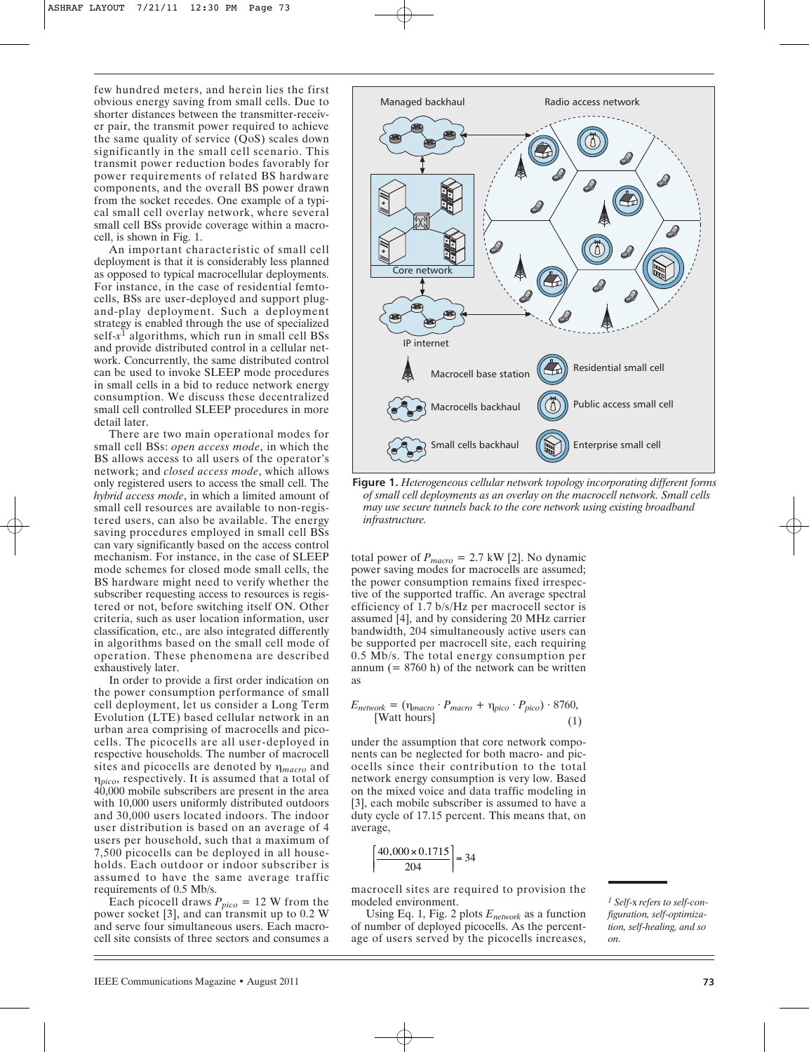few hundred meters, and herein lies the first obvious energy saving from small cells. Due to shorter distances between the transmitter-receiver pair, the transmit power required to achieve the same quality of service (QoS) scales down significantly in the small cell scenario. This transmit power reduction bodes favorably for power requirements of related BS hardware components, and the overall BS power drawn from the socket recedes. One example of a typical small cell overlay network, where several small cell BSs provide coverage within a macrocell, is shown in Fig. 1.

An important characteristic of small cell deployment is that it is considerably less planned as opposed to typical macrocellular deployments. For instance, in the case of residential femtocells, BSs are user-deployed and support plug-and-play deployment. Such a deployment strategy is enabled through the use of specialized self-*x*[1] algorithms, which run in small cell BSs and provide distributed control in a cellular network. Concurrently, the same distributed control can be used to invoke SLEEP mode procedures in small cells in a bid to reduce network energy consumption. We discuss these decentralized small cell controlled SLEEP procedures in more detail later.

There are two main operational modes for small cell BSs: *open access mode*, in which the BS allows access to all users of the operator's network; and *closed access mode*, which allows only registered users to access the small cell. The *hybrid access mode*, in which a limited amount of small cell resources are available to non-registered users, can also be available. The energy saving procedures employed in small cell BSs can vary significantly based on the access control mechanism. For instance, in the case of SLEEP mode schemes for closed mode small cells, the BS hardware might need to verify whether the subscriber requesting access to resources is registered or not, before switching itself ON. Other criteria, such as user location information, user classification, etc., are also integrated differently in algorithms based on the small cell mode of operation. These phenomena are described exhaustively later.

In order to provide a first order indication on the power consumption performance of small cell deployment, let us consider a Long Term Evolution (LTE) based cellular network in an urban area comprising of macrocells and picocells. The picocells are all user-deployed in respective households. The number of macrocell sites and picocells are denoted by $\eta_{macro}$ and $\eta_{pico}$, respectively. It is assumed that a total of 40,000 mobile subscribers are present in the area with 10,000 users uniformly distributed outdoors and 30,000 users located indoors. The indoor user distribution is based on an average of 4 users per household, such that a maximum of 7,500 picocells can be deployed in all households. Each outdoor or indoor subscriber is assumed to have the same average traffic requirements of 0.5 Mb/s.

Each picocell draws $P_{pico}$ = 12 W from the power socket [3], and can transmit up to 0.2 W and serve four simultaneous users. Each macrocell site consists of three sectors and consumes a total power of $P_{macro}$ = 2.7 kW [2]. No dynamic power saving modes for macrocells are assumed; the power consumption remains fixed irrespective of the supported traffic. An average spectral efficiency of 1.7 b/s/Hz per macrocell sector is assumed [4], and by considering 20 MHz carrier bandwidth, 204 simultaneously active users can be supported per macrocell site, each requiring 0.5 Mb/s. The total energy consumption per annum (= 8760 h) of the network can be written as

$$E_{network} = (\eta_{macro} \cdot P_{macro} + \eta_{pico} \cdot P_{pico}) \cdot 8760, \quad \text{[Watt hours]} \tag{1}$$

under the assumption that core network components can be neglected for both macro- and picocells since their contribution to the total network energy consumption is very low. Based on the mixed voice and data traffic modeling in [3], each mobile subscriber is assumed to have a duty cycle of 17.15 percent. This means that, on average,

$$\left\lceil \frac{40{,}000 \times 0.1715}{204} \right\rceil = 34$$

macrocell sites are required to provision the modeled environment.

Using Eq. 1, Fig. 2 plots $E_{network}$ as a function of number of deployed picocells. As the percentage of users served by the picocells increases,

Managed backhaul

Radio access network

Core network

IP internet

Macrocell base station

Macrocells backhaul

Small cells backhaul

Residential small cell

Public access small cell

Enterprise small cell

**Figure 1.** *Heterogeneous cellular network topology incorporating different forms of small cell deployments as an overlay on the macrocell network. Small cells may use secure tunnels back to the core network using existing broadband infrastructure.*

[1] *Self-x refers to self-configuration, self-optimization, self-healing, and so on.*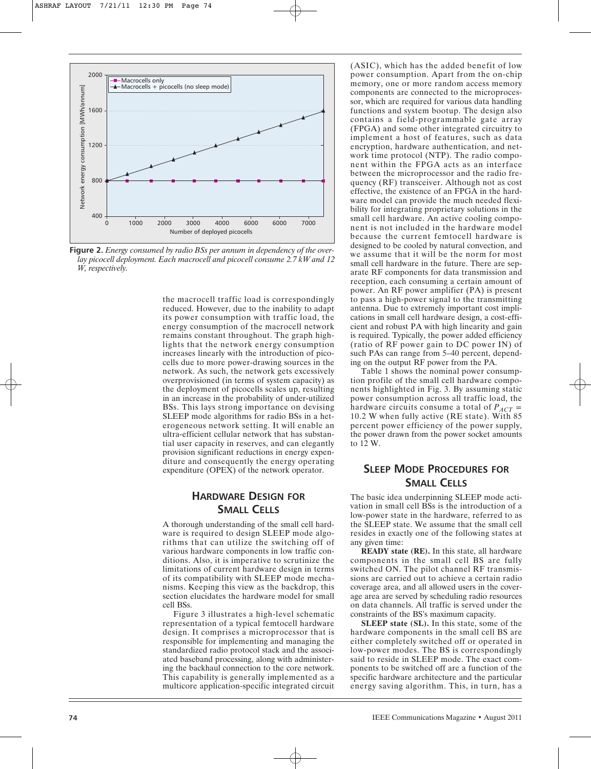2000

Macrocells only

Macrocells + picocells (no sleep mode)

1600

1200

800

400

Network energy consumption [MWh/annum]

0 1000 2000 3000 4000 6000 6000 7000

Number of deployed picocells

**Figure 2.** *Energy consumed by radio BSs per annum in dependency of the overlay picocell deployment. Each macrocell and picocell consume 2.7 kW and 12 W, respectively.*

the macrocell traffic load is correspondingly reduced. However, due to the inability to adapt its power consumption with traffic load, the energy consumption of the macrocell network remains constant throughout. The graph highlights that the network energy consumption increases linearly with the introduction of picocells due to more power-drawing sources in the network. As such, the network gets excessively overprovisioned (in terms of system capacity) as the deployment of picocells scales up, resulting in an increase in the probability of under-utilized BSs. This lays strong importance on devising SLEEP mode algorithms for radio BSs in a heterogeneous network setting. It will enable an ultra-efficient cellular network that has substantial user capacity in reserves, and can elegantly provision significant reductions in energy expenditure and consequently the energy operating expenditure (OPEX) of the network operator.

## HARDWARE DESIGN FOR SMALL CELLS

A thorough understanding of the small cell hardware is required to design SLEEP mode algorithms that can utilize the switching off of various hardware components in low traffic conditions. Also, it is imperative to scrutinize the limitations of current hardware design in terms of its compatibility with SLEEP mode mechanisms. Keeping this view as the backdrop, this section elucidates the hardware model for small cell BSs.

Figure 3 illustrates a high-level schematic representation of a typical femtocell hardware design. It comprises a microprocessor that is responsible for implementing and managing the standardized radio protocol stack and the associated baseband processing, along with administering the backhaul connection to the core network. This capability is generally implemented as a multicore application-specific integrated circuit (ASIC), which has the added benefit of low power consumption. Apart from the on-chip memory, one or more random access memory components are connected to the microprocessor, which are required for various data handling functions and system bootup. The design also contains a field-programmable gate array (FPGA) and some other integrated circuitry to implement a host of features, such as data encryption, hardware authentication, and network time protocol (NTP). The radio component within the FPGA acts as an interface between the microprocessor and the radio frequency (RF) transceiver. Although not as cost effective, the existence of an FPGA in the hardware model can provide the much needed flexibility for integrating proprietary solutions in the small cell hardware. An active cooling component is not included in the hardware model because the current femtocell hardware is designed to be cooled by natural convection, and we assume that it will be the norm for most small cell hardware in the future. There are separate RF components for data transmission and reception, each consuming a certain amount of power. An RF power amplifier (PA) is present to pass a high-power signal to the transmitting antenna. Due to extremely important cost implications in small cell hardware design, a cost-efficient and robust PA with high linearity and gain is required. Typically, the power added efficiency (ratio of RF power gain to DC power IN) of such PAs can range from 5–40 percent, depending on the output RF power from the PA.

Table 1 shows the nominal power consumption profile of the small cell hardware components highlighted in Fig. 3. By assuming static power consumption across all traffic load, the hardware circuits consume a total of $P_{ACT}$ = 10.2 W when fully active (RE state). With 85 percent power efficiency of the power supply, the power drawn from the power socket amounts to 12 W.

## SLEEP MODE PROCEDURES FOR SMALL CELLS

The basic idea underpinning SLEEP mode activation in small cell BSs is the introduction of a low-power state in the hardware, referred to as the SLEEP state. We assume that the small cell resides in exactly one of the following states at any given time:

**READY state (RE).** In this state, all hardware components in the small cell BS are fully switched ON. The pilot channel RF transmissions are carried out to achieve a certain radio coverage area, and all allowed users in the coverage area are served by scheduling radio resources on data channels. All traffic is served under the constraints of the BS's maximum capacity.

**SLEEP state (SL).** In this state, some of the hardware components in the small cell BS are either completely switched off or operated in low-power modes. The BS is correspondingly said to reside in SLEEP mode. The exact components to be switched off are a function of the specific hardware architecture and the particular energy saving algorithm. This, in turn, has a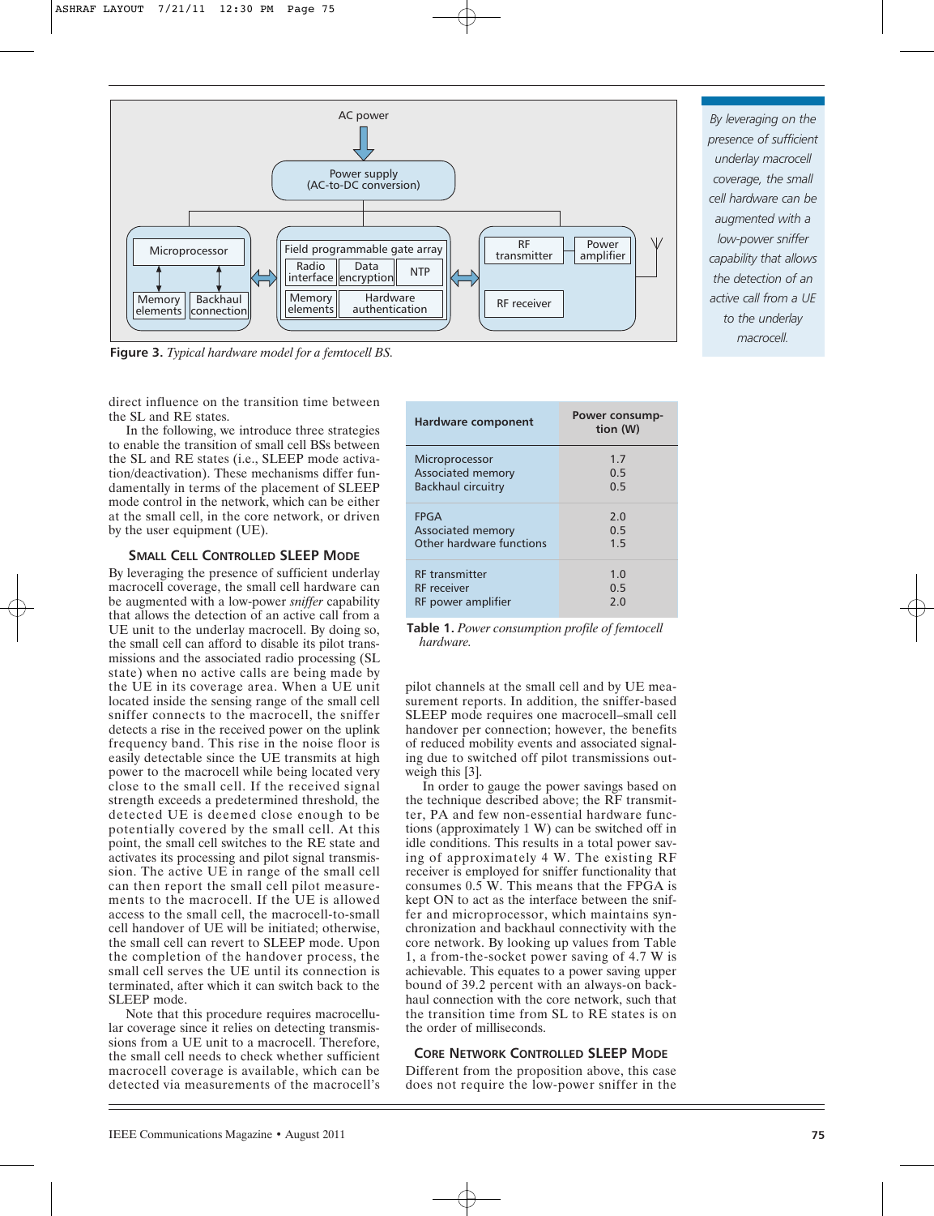Figure 3. *Typical hardware model for a femtocell BS.*

> *By leveraging on the presence of sufficient underlay macrocell coverage, the small cell hardware can be augmented with a low-power sniffer capability that allows the detection of an active call from a UE to the underlay macrocell.*

direct influence on the transition time between the SL and RE states.

In the following, we introduce three strategies to enable the transition of small cell BSs between the SL and RE states (i.e., SLEEP mode activation/deactivation). These mechanisms differ fundamentally in terms of the placement of SLEEP mode control in the network, which can be either at the small cell, in the core network, or driven by the user equipment (UE).

### Small Cell Controlled SLEEP Mode

By leveraging the presence of sufficient underlay macrocell coverage, the small cell hardware can be augmented with a low-power *sniffer* capability that allows the detection of an active call from a UE unit to the underlay macrocell. By doing so, the small cell can afford to disable its pilot transmissions and the associated radio processing (SL state) when no active calls are being made by the UE in its coverage area. When a UE unit located inside the sensing range of the small cell sniffer connects to the macrocell, the sniffer detects a rise in the received power on the uplink frequency band. This rise in the noise floor is easily detectable since the UE transmits at high power to the macrocell while being located very close to the small cell. If the received signal strength exceeds a predetermined threshold, the detected UE is deemed close enough to be potentially covered by the small cell. At this point, the small cell switches to the RE state and activates its processing and pilot signal transmission. The active UE in range of the small cell can then report the small cell pilot measurements to the macrocell. If the UE is allowed access to the small cell, the macrocell-to-small cell handover of UE will be initiated; otherwise, the small cell can revert to SLEEP mode. Upon the completion of the handover process, the small cell serves the UE until its connection is terminated, after which it can switch back to the SLEEP mode.

Note that this procedure requires macrocellular coverage since it relies on detecting transmissions from a UE unit to a macrocell. Therefore, the small cell needs to check whether sufficient macrocell coverage is available, which can be detected via measurements of the macrocell's pilot channels at the small cell and by UE measurement reports. In addition, the sniffer-based SLEEP mode requires one macrocell–small cell handover per connection; however, the benefits of reduced mobility events and associated signaling due to switched off pilot transmissions outweigh this [3].

| Hardware component | Power consumption (W) |
|---|---|
| Microprocessor | 1.7 |
| Associated memory | 0.5 |
| Backhaul circuitry | 0.5 |
| FPGA | 2.0 |
| Associated memory | 0.5 |
| Other hardware functions | 1.5 |
| RF transmitter | 1.0 |
| RF receiver | 0.5 |
| RF power amplifier | 2.0 |

Table 1. *Power consumption profile of femtocell hardware.*

In order to gauge the power savings based on the technique described above; the RF transmitter, PA and few non-essential hardware functions (approximately 1 W) can be switched off in idle conditions. This results in a total power saving of approximately 4 W. The existing RF receiver is employed for sniffer functionality that consumes 0.5 W. This means that the FPGA is kept ON to act as the interface between the sniffer and microprocessor, which maintains synchronization and backhaul connectivity with the core network. By looking up values from Table 1, a from-the-socket power saving of 4.7 W is achievable. This equates to a power saving upper bound of 39.2 percent with an always-on backhaul connection with the core network, such that the transition time from SL to RE states is on the order of milliseconds.

### Core Network Controlled SLEEP Mode

Different from the proposition above, this case does not require the low-power sniffer in the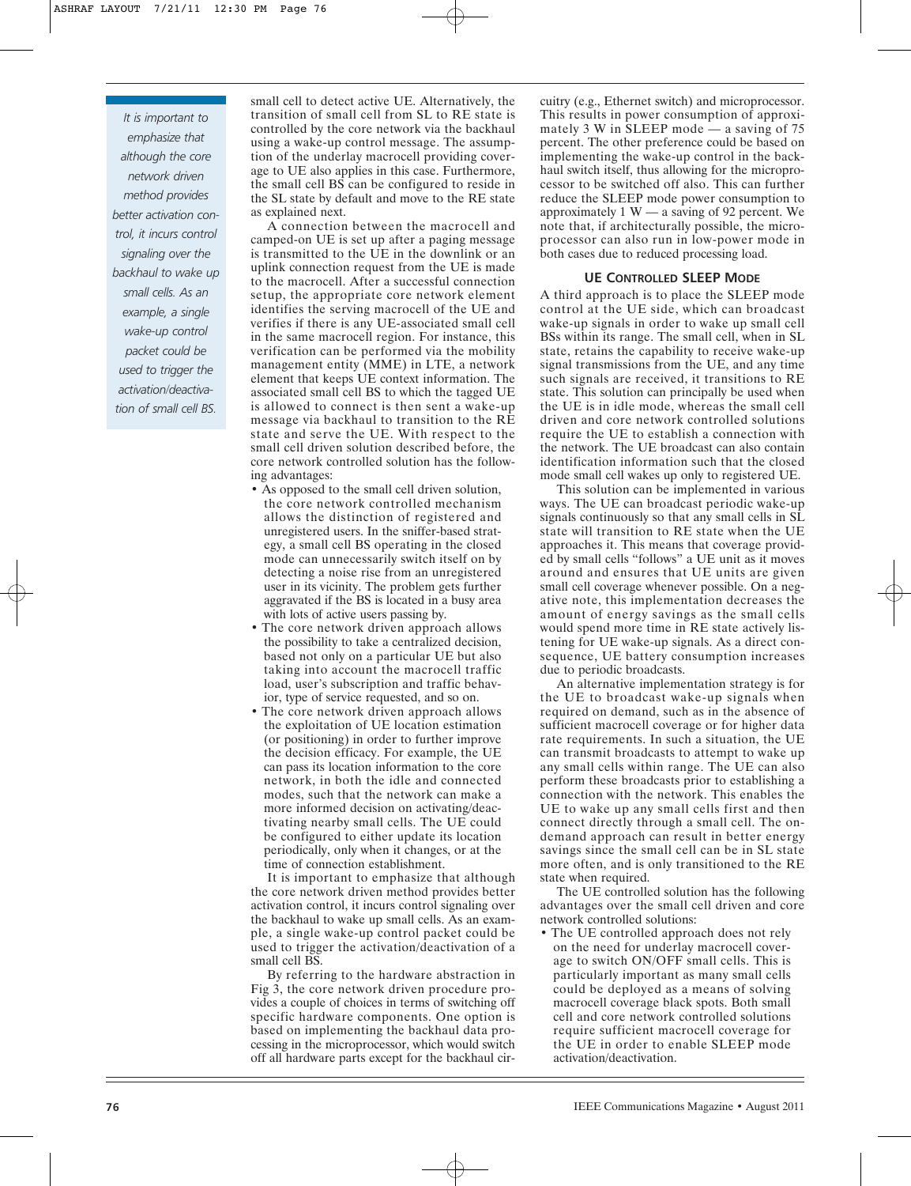small cell to detect active UE. Alternatively, the transition of small cell from SL to RE state is controlled by the core network via the backhaul using a wake-up control message. The assumption of the underlay macrocell providing coverage to UE also applies in this case. Furthermore, the small cell BS can be configured to reside in the SL state by default and move to the RE state as explained next.

A connection between the macrocell and camped-on UE is set up after a paging message is transmitted to the UE in the downlink or an uplink connection request from the UE is made to the macrocell. After a successful connection setup, the appropriate core network element identifies the serving macrocell of the UE and verifies if there is any UE-associated small cell in the same macrocell region. For instance, this verification can be performed via the mobility management entity (MME) in LTE, a network element that keeps UE context information. The associated small cell BS to which the tagged UE is allowed to connect is then sent a wake-up message via backhaul to transition to the RE state and serve the UE. With respect to the small cell driven solution described before, the core network controlled solution has the following advantages:

- As opposed to the small cell driven solution, the core network controlled mechanism allows the distinction of registered and unregistered users. In the sniffer-based strategy, a small cell BS operating in the closed mode can unnecessarily switch itself on by detecting a noise rise from an unregistered user in its vicinity. The problem gets further aggravated if the BS is located in a busy area with lots of active users passing by.
- The core network driven approach allows the possibility to take a centralized decision, based not only on a particular UE but also taking into account the macrocell traffic load, user's subscription and traffic behavior, type of service requested, and so on.
- The core network driven approach allows the exploitation of UE location estimation (or positioning) in order to further improve the decision efficacy. For example, the UE can pass its location information to the core network, in both the idle and connected modes, such that the network can make a more informed decision on activating/deactivating nearby small cells. The UE could be configured to either update its location periodically, only when it changes, or at the time of connection establishment.

It is important to emphasize that although the core network driven method provides better activation control, it incurs control signaling over the backhaul to wake up small cells. As an example, a single wake-up control packet could be used to trigger the activation/deactivation of a small cell BS.

By referring to the hardware abstraction in Fig 3, the core network driven procedure provides a couple of choices in terms of switching off specific hardware components. One option is based on implementing the backhaul data processing in the microprocessor, which would switch off all hardware parts except for the backhaul circuitry (e.g., Ethernet switch) and microprocessor. This results in power consumption of approximately 3 W in SLEEP mode — a saving of 75 percent. The other preference could be based on implementing the wake-up control in the backhaul switch itself, thus allowing for the microprocessor to be switched off also. This can further reduce the SLEEP mode power consumption to approximately 1 W — a saving of 92 percent. We note that, if architecturally possible, the microprocessor can also run in low-power mode in both cases due to reduced processing load.

### UE Controlled SLEEP Mode

A third approach is to place the SLEEP mode control at the UE side, which can broadcast wake-up signals in order to wake up small cell BSs within its range. The small cell, when in SL state, retains the capability to receive wake-up signal transmissions from the UE, and any time such signals are received, it transitions to RE state. This solution can principally be used when the UE is in idle mode, whereas the small cell driven and core network controlled solutions require the UE to establish a connection with the network. The UE broadcast can also contain identification information such that the closed mode small cell wakes up only to registered UE.

This solution can be implemented in various ways. The UE can broadcast periodic wake-up signals continuously so that any small cells in SL state will transition to RE state when the UE approaches it. This means that coverage provided by small cells "follows" a UE unit as it moves around and ensures that UE units are given small cell coverage whenever possible. On a negative note, this implementation decreases the amount of energy savings as the small cells would spend more time in RE state actively listening for UE wake-up signals. As a direct consequence, UE battery consumption increases due to periodic broadcasts.

An alternative implementation strategy is for the UE to broadcast wake-up signals when required on demand, such as in the absence of sufficient macrocell coverage or for higher data rate requirements. In such a situation, the UE can transmit broadcasts to attempt to wake up any small cells within range. The UE can also perform these broadcasts prior to establishing a connection with the network. This enables the UE to wake up any small cells first and then connect directly through a small cell. The on-demand approach can result in better energy savings since the small cell can be in SL state more often, and is only transitioned to the RE state when required.

The UE controlled solution has the following advantages over the small cell driven and core network controlled solutions:

- The UE controlled approach does not rely on the need for underlay macrocell coverage to switch ON/OFF small cells. This is particularly important as many small cells could be deployed as a means of solving macrocell coverage black spots. Both small cell and core network controlled solutions require sufficient macrocell coverage for the UE in order to enable SLEEP mode activation/deactivation.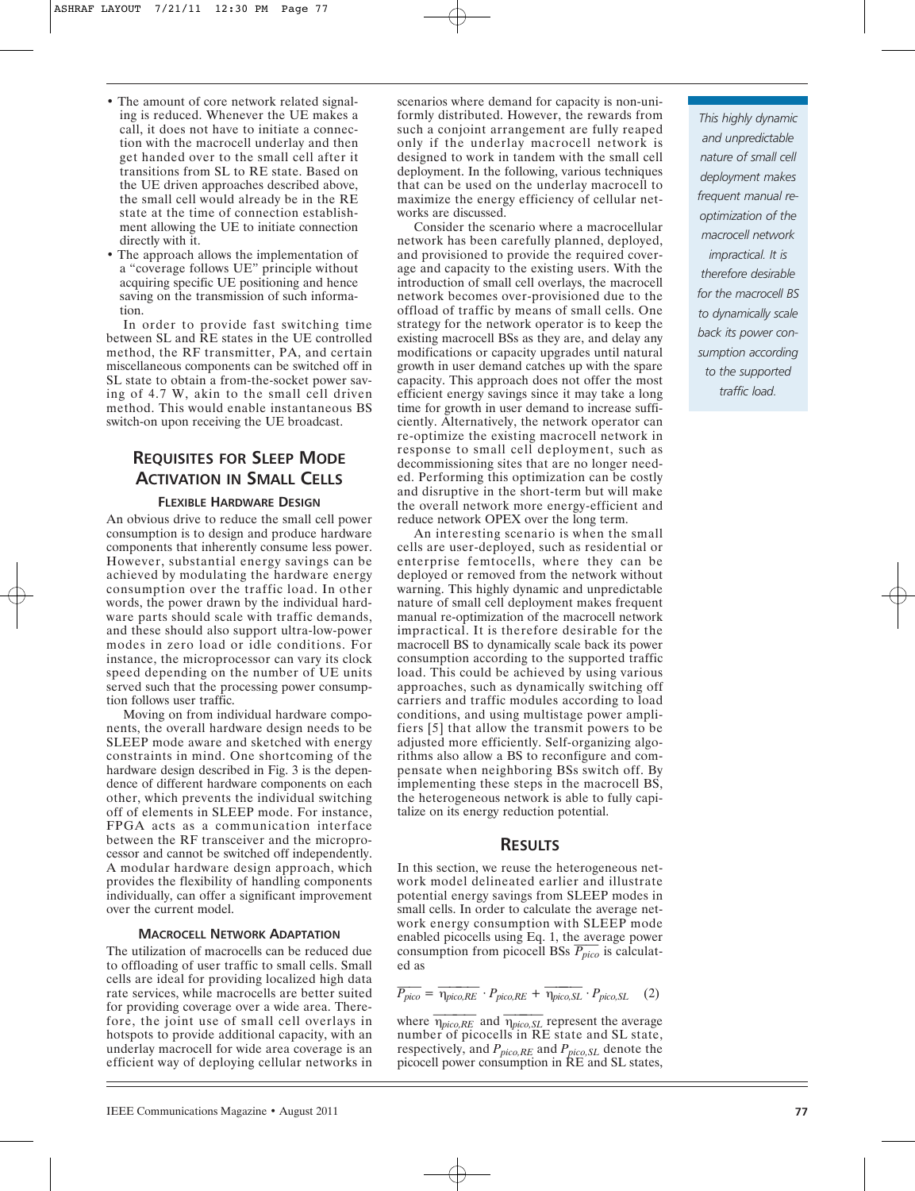- The amount of core network related signaling is reduced. Whenever the UE makes a call, it does not have to initiate a connection with the macrocell underlay and then get handed over to the small cell after it transitions from SL to RE state. Based on the UE driven approaches described above, the small cell would already be in the RE state at the time of connection establishment allowing the UE to initiate connection directly with it.
- The approach allows the implementation of a "coverage follows UE" principle without acquiring specific UE positioning and hence saving on the transmission of such information.

In order to provide fast switching time between SL and RE states in the UE controlled method, the RF transmitter, PA, and certain miscellaneous components can be switched off in SL state to obtain a from-the-socket power saving of 4.7 W, akin to the small cell driven method. This would enable instantaneous BS switch-on upon receiving the UE broadcast.

## Requisites for Sleep Mode Activation in Small Cells

### Flexible Hardware Design

An obvious drive to reduce the small cell power consumption is to design and produce hardware components that inherently consume less power. However, substantial energy savings can be achieved by modulating the hardware energy consumption over the traffic load. In other words, the power drawn by the individual hardware parts should scale with traffic demands, and these should also support ultra-low-power modes in zero load or idle conditions. For instance, the microprocessor can vary its clock speed depending on the number of UE units served such that the processing power consumption follows user traffic.

Moving on from individual hardware components, the overall hardware design needs to be SLEEP mode aware and sketched with energy constraints in mind. One shortcoming of the hardware design described in Fig. 3 is the dependence of different hardware components on each other, which prevents the individual switching off of elements in SLEEP mode. For instance, FPGA acts as a communication interface between the RF transceiver and the microprocessor and cannot be switched off independently. A modular hardware design approach, which provides the flexibility of handling components individually, can offer a significant improvement over the current model.

### Macrocell Network Adaptation

The utilization of macrocells can be reduced due to offloading of user traffic to small cells. Small cells are ideal for providing localized high data rate services, while macrocells are better suited for providing coverage over a wide area. Therefore, the joint use of small cell overlays in hotspots to provide additional capacity, with an underlay macrocell for wide area coverage is an efficient way of deploying cellular networks in scenarios where demand for capacity is non-uniformly distributed. However, the rewards from such a conjoint arrangement are fully reaped only if the underlay macrocell network is designed to work in tandem with the small cell deployment. In the following, various techniques that can be used on the underlay macrocell to maximize the energy efficiency of cellular networks are discussed.

Consider the scenario where a macrocellular network has been carefully planned, deployed, and provisioned to provide the required coverage and capacity to the existing users. With the introduction of small cell overlays, the macrocell network becomes over-provisioned due to the offload of traffic by means of small cells. One strategy for the network operator is to keep the existing macrocell BSs as they are, and delay any modifications or capacity upgrades until natural growth in user demand catches up with the spare capacity. This approach does not offer the most efficient energy savings since it may take a long time for growth in user demand to increase sufficiently. Alternatively, the network operator can re-optimize the existing macrocell network in response to small cell deployment, such as decommissioning sites that are no longer needed. Performing this optimization can be costly and disruptive in the short-term but will make the overall network more energy-efficient and reduce network OPEX over the long term.

An interesting scenario is when the small cells are user-deployed, such as residential or enterprise femtocells, where they can be deployed or removed from the network without warning. This highly dynamic and unpredictable nature of small cell deployment makes frequent manual re-optimization of the macrocell network impractical. It is therefore desirable for the macrocell BS to dynamically scale back its power consumption according to the supported traffic load. This could be achieved by using various approaches, such as dynamically switching off carriers and traffic modules according to load conditions, and using multistage power amplifiers [5] that allow the transmit powers to be adjusted more efficiently. Self-organizing algorithms also allow a BS to reconfigure and compensate when neighboring BSs switch off. By implementing these steps in the macrocell BS, the heterogeneous network is able to fully capitalize on its energy reduction potential.

*This highly dynamic and unpredictable nature of small cell deployment makes frequent manual re-optimization of the macrocell network impractical. It is therefore desirable for the macrocell BS to dynamically scale back its power consumption according to the supported traffic load.*

## Results

In this section, we reuse the heterogeneous network model delineated earlier and illustrate potential energy savings from SLEEP modes in small cells. In order to calculate the average network energy consumption with SLEEP mode enabled picocells using Eq. 1, the average power consumption from picocell BSs $\overline{P_{pico}}$ is calculated as

$$\overline{P_{pico}} = \overline{\eta_{pico,RE}} \cdot P_{pico,RE} + \overline{\eta_{pico,SL}} \cdot P_{pico,SL} \quad (2)$$

where $\overline{\eta_{pico,RE}}$ and $\overline{\eta_{pico,SL}}$ represent the average number of picocells in RE state and SL state, respectively, and $P_{pico,RE}$ and $P_{pico,SL}$ denote the picocell power consumption in RE and SL states,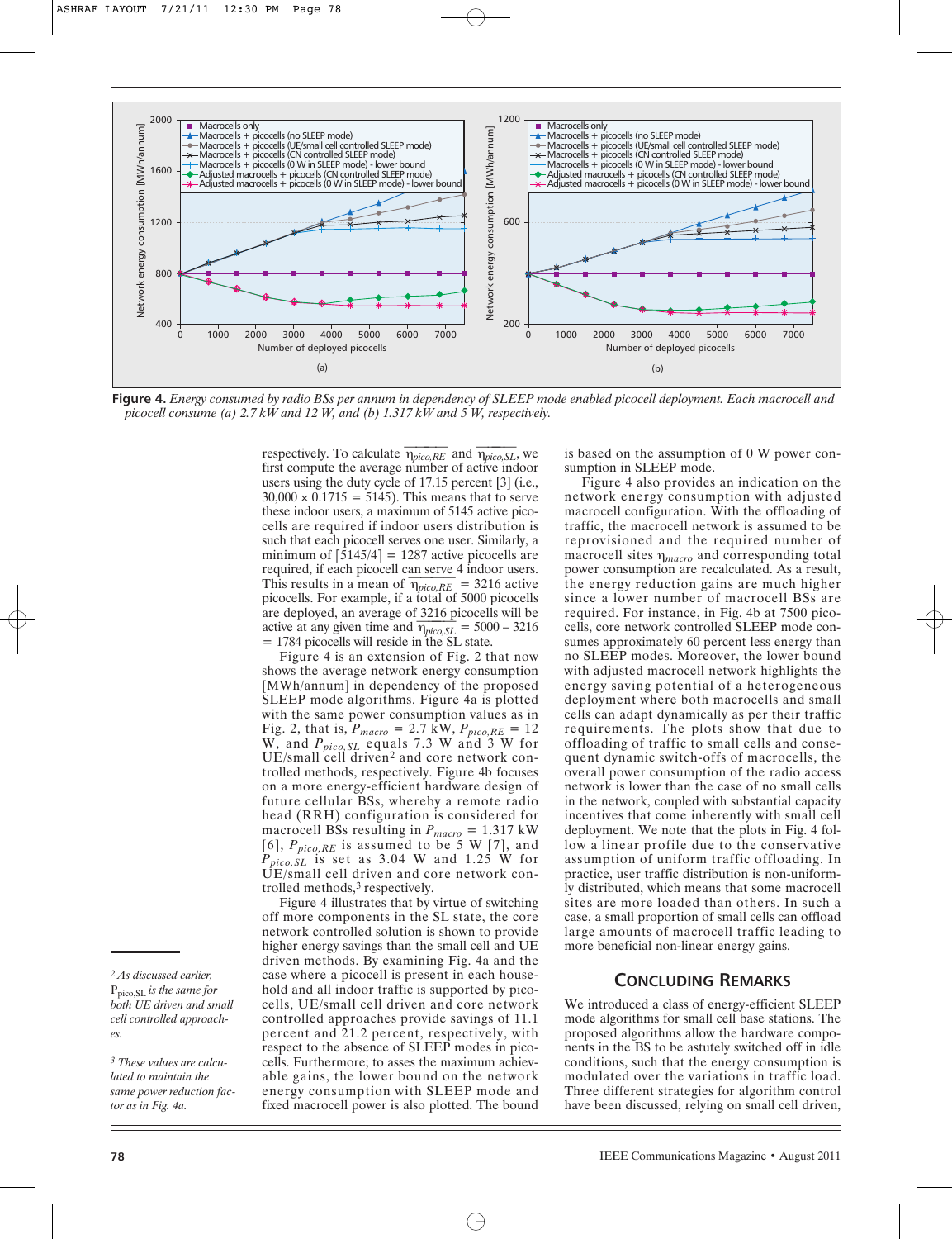Figure 4. *Energy consumed by radio BSs per annum in dependency of SLEEP mode enabled picocell deployment. Each macrocell and picocell consume (a) 2.7 kW and 12 W, and (b) 1.317 kW and 5 W, respectively.*

respectively. To calculate $\overline{\eta_{pico,RE}}$ and $\overline{\eta_{pico,SL}}$, we first compute the average number of active indoor users using the duty cycle of 17.15 percent [3] (i.e., 30,000 × 0.1715 = 5145). This means that to serve these indoor users, a maximum of 5145 active picocells are required if indoor users distribution is such that each picocell serves one user. Similarly, a minimum of ⌈5145/4⌉ = 1287 active picocells are required, if each picocell can serve 4 indoor users. This results in a mean of $\overline{\eta_{pico,RE}}$ = 3216 active picocells. For example, if a total of 5000 picocells are deployed, an average of 3216 picocells will be active at any given time and $\overline{\eta_{pico,SL}}$ = 5000 – 3216 = 1784 picocells will reside in the SL state.

Figure 4 is an extension of Fig. 2 that now shows the average network energy consumption [MWh/annum] in dependency of the proposed SLEEP mode algorithms. Figure 4a is plotted with the same power consumption values as in Fig. 2, that is, $P_{macro}$ = 2.7 kW, $P_{pico,RE}$ = 12 W, and $P_{pico,SL}$ equals 7.3 W and 3 W for UE/small cell driven[2] and core network controlled methods, respectively. Figure 4b focuses on a more energy-efficient hardware design of future cellular BSs, whereby a remote radio head (RRH) configuration is considered for macrocell BSs resulting in $P_{macro}$ = 1.317 kW [6], $P_{pico,RE}$ is assumed to be 5 W [7], and $P_{pico,SL}$ is set as 3.04 W and 1.25 W for UE/small cell driven and core network controlled methods,[3] respectively.

Figure 4 illustrates that by virtue of switching off more components in the SL state, the core network controlled solution is shown to provide higher energy savings than the small cell and UE driven methods. By examining Fig. 4a and the case where a picocell is present in each household and all indoor traffic is supported by picocells, UE/small cell driven and core network controlled approaches provide savings of 11.1 percent and 21.2 percent, respectively, with respect to the absence of SLEEP modes in picocells. Furthermore; to asses the maximum achievable gains, the lower bound on the network energy consumption with SLEEP mode and fixed macrocell power is also plotted. The bound is based on the assumption of 0 W power consumption in SLEEP mode.

Figure 4 also provides an indication on the network energy consumption with adjusted macrocell configuration. With the offloading of traffic, the macrocell network is assumed to be reprovisioned and the required number of macrocell sites $\eta_{macro}$ and corresponding total power consumption are recalculated. As a result, the energy reduction gains are much higher since a lower number of macrocell BSs are required. For instance, in Fig. 4b at 7500 picocells, core network controlled SLEEP mode consumes approximately 60 percent less energy than no SLEEP modes. Moreover, the lower bound with adjusted macrocell network highlights the energy saving potential of a heterogeneous deployment where both macrocells and small cells can adapt dynamically as per their traffic requirements. The plots show that due to offloading of traffic to small cells and consequent dynamic switch-offs of macrocells, the overall power consumption of the radio access network is lower than the case of no small cells in the network, coupled with substantial capacity incentives that come inherently with small cell deployment. We note that the plots in Fig. 4 follow a linear profile due to the conservative assumption of uniform traffic offloading. In practice, user traffic distribution is non-uniformly distributed, which means that some macrocell sites are more loaded than others. In such a case, a small proportion of small cells can offload large amounts of macrocell traffic leading to more beneficial non-linear energy gains.

## Concluding Remarks

We introduced a class of energy-efficient SLEEP mode algorithms for small cell base stations. The proposed algorithms allow the hardware components in the BS to be astutely switched off in idle conditions, such that the energy consumption is modulated over the variations in traffic load. Three different strategies for algorithm control have been discussed, relying on small cell driven,

---

[2] As discussed earlier, $P_{pico,SL}$ is the same for both UE driven and small cell controlled approaches.

[3] These values are calculated to maintain the same power reduction factor as in Fig. 4a.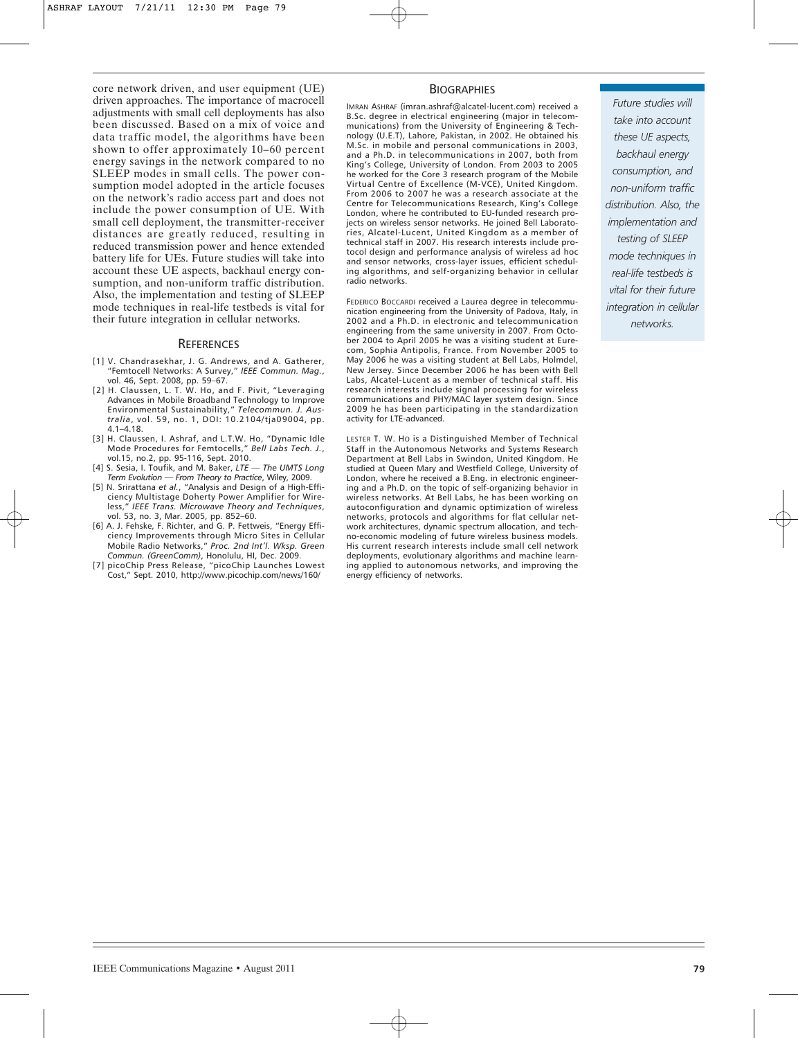core network driven, and user equipment (UE) driven approaches. The importance of macrocell adjustments with small cell deployments has also been discussed. Based on a mix of voice and data traffic model, the algorithms have been shown to offer approximately 10–60 percent energy savings in the network compared to no SLEEP modes in small cells. The power consumption model adopted in the article focuses on the network's radio access part and does not include the power consumption of UE. With small cell deployment, the transmitter-receiver distances are greatly reduced, resulting in reduced transmission power and hence extended battery life for UEs. Future studies will take into account these UE aspects, backhaul energy consumption, and non-uniform traffic distribution. Also, the implementation and testing of SLEEP mode techniques in real-life testbeds is vital for their future integration in cellular networks.

## References

[1] V. Chandrasekhar, J. G. Andrews, and A. Gatherer, "Femtocell Networks: A Survey," *IEEE Commun. Mag.*, vol. 46, Sept. 2008, pp. 59–67.

[2] H. Claussen, L. T. W. Ho, and F. Pivit, "Leveraging Advances in Mobile Broadband Technology to Improve Environmental Sustainability," *Telecommun. J. Australia*, vol. 59, no. 1, DOI: 10.2104/tja09004, pp. 4.1–4.18.

[3] H. Claussen, I. Ashraf, and L.T.W. Ho, "Dynamic Idle Mode Procedures for Femtocells," *Bell Labs Tech. J.*, vol.15, no.2, pp. 95-116, Sept. 2010.

[4] S. Sesia, I. Toufik, and M. Baker, *LTE — The UMTS Long Term Evolution — From Theory to Practice*, Wiley, 2009.

[5] N. Srirattana *et al.*, "Analysis and Design of a High-Efficiency Multistage Doherty Power Amplifier for Wireless," *IEEE Trans. Microwave Theory and Techniques*, vol. 53, no. 3, Mar. 2005, pp. 852–60.

[6] A. J. Fehske, F. Richter, and G. P. Fettweis, "Energy Efficiency Improvements through Micro Sites in Cellular Mobile Radio Networks," *Proc. 2nd Int'l. Wksp. Green Commun. (GreenComm)*, Honolulu, HI, Dec. 2009.

[7] picoChip Press Release, "picoChip Launches Lowest Cost," Sept. 2010, http://www.picochip.com/news/160/

## Biographies

IMRAN ASHRAF (imran.ashraf@alcatel-lucent.com) received a B.Sc. degree in electrical engineering (major in telecommunications) from the University of Engineering & Technology (U.E.T), Lahore, Pakistan, in 2002. He obtained his M.Sc. in mobile and personal communications in 2003, and a Ph.D. in telecommunications in 2007, both from King's College, University of London. From 2003 to 2005 he worked for the Core 3 research program of the Mobile Virtual Centre of Excellence (M-VCE), United Kingdom. From 2006 to 2007 he was a research associate at the Centre for Telecommunications Research, King's College London, where he contributed to EU-funded research projects on wireless sensor networks. He joined Bell Laboratories, Alcatel-Lucent, United Kingdom as a member of technical staff in 2007. His research interests include protocol design and performance analysis of wireless ad hoc and sensor networks, cross-layer issues, efficient scheduling algorithms, and self-organizing behavior in cellular radio networks.

FEDERICO BOCCARDI received a Laurea degree in telecommunication engineering from the University of Padova, Italy, in 2002 and a Ph.D. in electronic and telecommunication engineering from the same university in 2007. From October 2004 to April 2005 he was a visiting student at Eurecom, Sophia Antipolis, France. From November 2005 to May 2006 he was a visiting student at Bell Labs, Holmdel, New Jersey. Since December 2006 he has been with Bell Labs, Alcatel-Lucent as a member of technical staff. His research interests include signal processing for wireless communications and PHY/MAC layer system design. Since 2009 he has been participating in the standardization activity for LTE-advanced.

LESTER T. W. HO is a Distinguished Member of Technical Staff in the Autonomous Networks and Systems Research Department at Bell Labs in Swindon, United Kingdom. He studied at Queen Mary and Westfield College, University of London, where he received a B.Eng. in electronic engineering and a Ph.D. on the topic of self-organizing behavior in wireless networks. At Bell Labs, he has been working on autoconfiguration and dynamic optimization of wireless networks, protocols and algorithms for flat cellular network architectures, dynamic spectrum allocation, and techno-economic modeling of future wireless business models. His current research interests include small cell network deployments, evolutionary algorithms and machine learning applied to autonomous networks, and improving the energy efficiency of networks.

*Future studies will take into account these UE aspects, backhaul energy consumption, and non-uniform traffic distribution. Also, the implementation and testing of SLEEP mode techniques in real-life testbeds is vital for their future integration in cellular networks.*